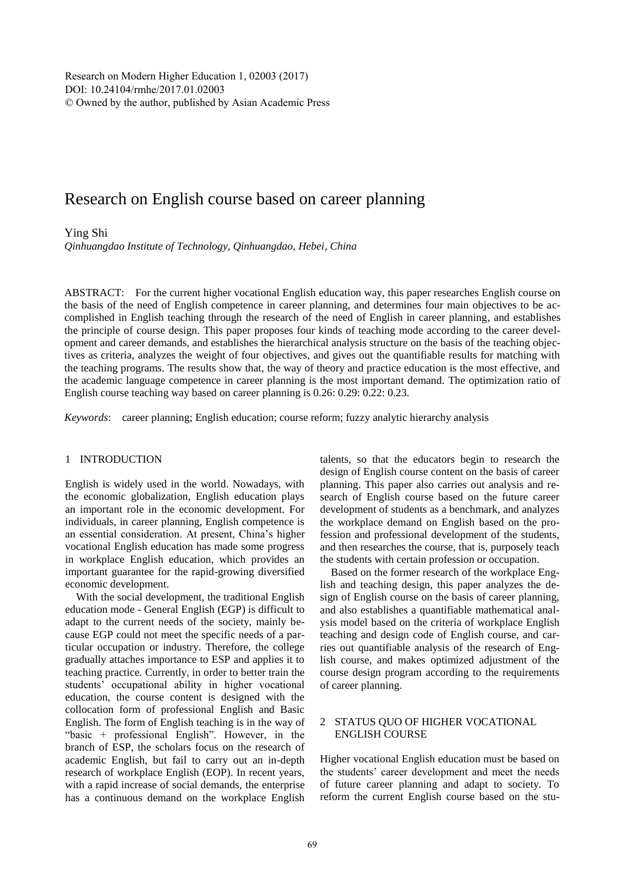Research on Modern Higher Education 1, 02003 (2017)
DOI: 10.24104/rmhe/2017.01.02003
© Owned by the author, published by Asian Academic Press

# Research on English course based on career planning

Ying Shi

*Qinhuangdao Institute of Technology, Qinhuangdao, Hebei, China*

ABSTRACT: For the current higher vocational English education way, this paper researches English course on the basis of the need of English competence in career planning, and determines four main objectives to be accomplished in English teaching through the research of the need of English in career planning, and establishes the principle of course design. This paper proposes four kinds of teaching mode according to the career development and career demands, and establishes the hierarchical analysis structure on the basis of the teaching objectives as criteria, analyzes the weight of four objectives, and gives out the quantifiable results for matching with the teaching programs. The results show that, the way of theory and practice education is the most effective, and the academic language competence in career planning is the most important demand. The optimization ratio of English course teaching way based on career planning is 0.26: 0.29: 0.22: 0.23.

*Keywords*: career planning; English education; course reform; fuzzy analytic hierarchy analysis

## 1 INTRODUCTION

English is widely used in the world. Nowadays, with the economic globalization, English education plays an important role in the economic development. For individuals, in career planning, English competence is an essential consideration. At present, China's higher vocational English education has made some progress in workplace English education, which provides an important guarantee for the rapid-growing diversified economic development.

With the social development, the traditional English education mode - General English (EGP) is difficult to adapt to the current needs of the society, mainly because EGP could not meet the specific needs of a particular occupation or industry. Therefore, the college gradually attaches importance to ESP and applies it to teaching practice. Currently, in order to better train the students' occupational ability in higher vocational education, the course content is designed with the collocation form of professional English and Basic English. The form of English teaching is in the way of "basic + professional English". However, in the branch of ESP, the scholars focus on the research of academic English, but fail to carry out an in-depth research of workplace English (EOP). In recent years, with a rapid increase of social demands, the enterprise has a continuous demand on the workplace English talents, so that the educators begin to research the design of English course content on the basis of career planning. This paper also carries out analysis and research of English course based on the future career development of students as a benchmark, and analyzes the workplace demand on English based on the profession and professional development of the students, and then researches the course, that is, purposely teach the students with certain profession or occupation.

Based on the former research of the workplace English and teaching design, this paper analyzes the design of English course on the basis of career planning, and also establishes a quantifiable mathematical analysis model based on the criteria of workplace English teaching and design code of English course, and carries out quantifiable analysis of the research of English course, and makes optimized adjustment of the course design program according to the requirements of career planning.

## 2 STATUS QUO OF HIGHER VOCATIONAL ENGLISH COURSE

Higher vocational English education must be based on the students' career development and meet the needs of future career planning and adapt to society. To reform the current English course based on the stu-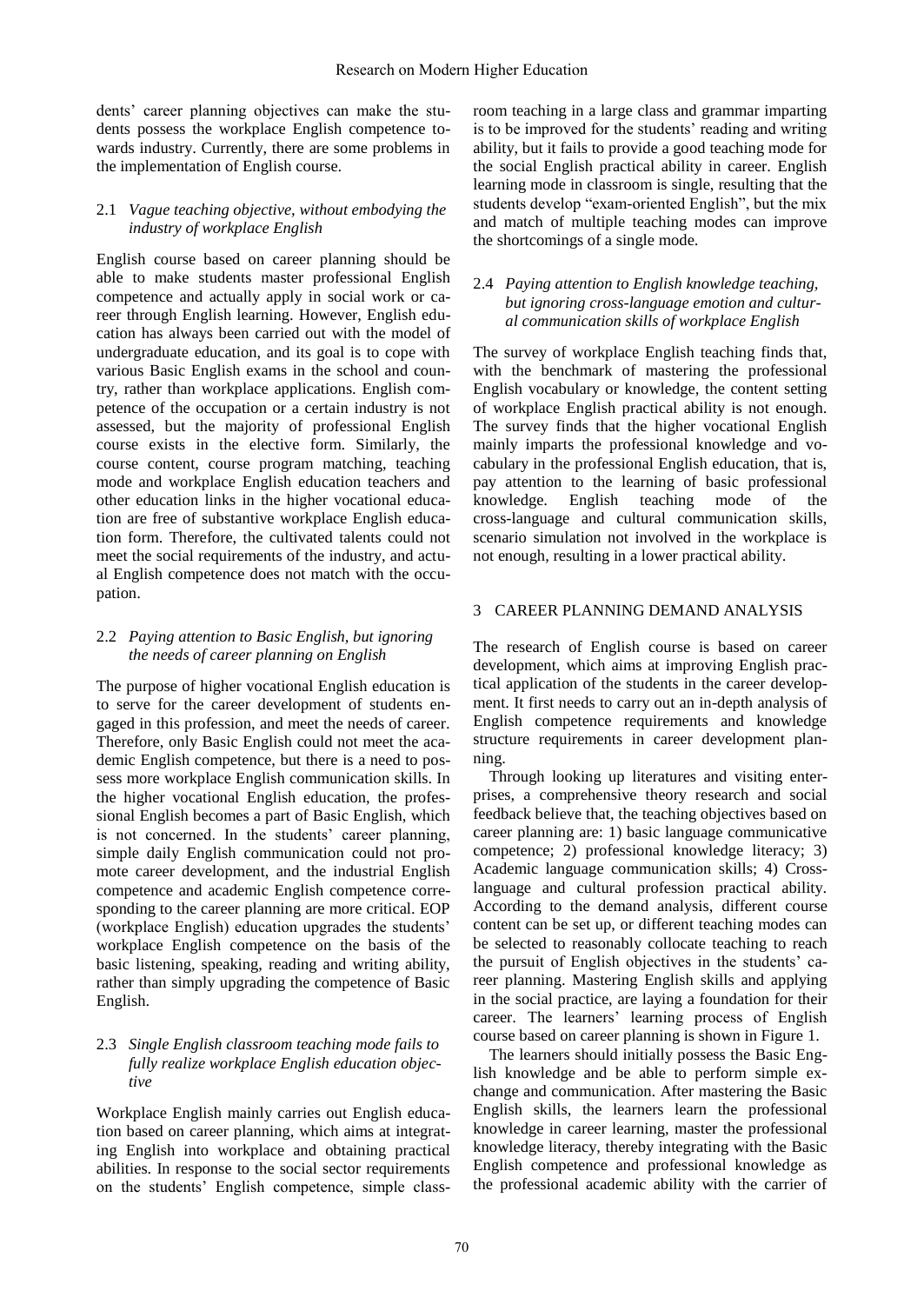dents' career planning objectives can make the students possess the workplace English competence towards industry. Currently, there are some problems in the implementation of English course.

### 2.1 *Vague teaching objective, without embodying the industry of workplace English*

English course based on career planning should be able to make students master professional English competence and actually apply in social work or career through English learning. However, English education has always been carried out with the model of undergraduate education, and its goal is to cope with various Basic English exams in the school and country, rather than workplace applications. English competence of the occupation or a certain industry is not assessed, but the majority of professional English course exists in the elective form. Similarly, the course content, course program matching, teaching mode and workplace English education teachers and other education links in the higher vocational education are free of substantive workplace English education form. Therefore, the cultivated talents could not meet the social requirements of the industry, and actual English competence does not match with the occupation.

### 2.2 *Paying attention to Basic English, but ignoring the needs of career planning on English*

The purpose of higher vocational English education is to serve for the career development of students engaged in this profession, and meet the needs of career. Therefore, only Basic English could not meet the academic English competence, but there is a need to possess more workplace English communication skills. In the higher vocational English education, the professional English becomes a part of Basic English, which is not concerned. In the students' career planning, simple daily English communication could not promote career development, and the industrial English competence and academic English competence corresponding to the career planning are more critical. EOP (workplace English) education upgrades the students' workplace English competence on the basis of the basic listening, speaking, reading and writing ability, rather than simply upgrading the competence of Basic English.

### 2.3 *Single English classroom teaching mode fails to fully realize workplace English education objective*

Workplace English mainly carries out English education based on career planning, which aims at integrating English into workplace and obtaining practical abilities. In response to the social sector requirements on the students' English competence, simple classroom teaching in a large class and grammar imparting is to be improved for the students' reading and writing ability, but it fails to provide a good teaching mode for the social English practical ability in career. English learning mode in classroom is single, resulting that the students develop "exam-oriented English", but the mix and match of multiple teaching modes can improve the shortcomings of a single mode.

### 2.4 *Paying attention to English knowledge teaching, but ignoring cross-language emotion and cultural communication skills of workplace English*

The survey of workplace English teaching finds that, with the benchmark of mastering the professional English vocabulary or knowledge, the content setting of workplace English practical ability is not enough. The survey finds that the higher vocational English mainly imparts the professional knowledge and vocabulary in the professional English education, that is, pay attention to the learning of basic professional knowledge. English teaching mode of the cross-language and cultural communication skills, scenario simulation not involved in the workplace is not enough, resulting in a lower practical ability.

## 3 CAREER PLANNING DEMAND ANALYSIS

The research of English course is based on career development, which aims at improving English practical application of the students in the career development. It first needs to carry out an in-depth analysis of English competence requirements and knowledge structure requirements in career development planning.

Through looking up literatures and visiting enterprises, a comprehensive theory research and social feedback believe that, the teaching objectives based on career planning are: 1) basic language communicative competence; 2) professional knowledge literacy; 3) Academic language communication skills; 4) Cross-language and cultural profession practical ability. According to the demand analysis, different course content can be set up, or different teaching modes can be selected to reasonably collocate teaching to reach the pursuit of English objectives in the students' career planning. Mastering English skills and applying in the social practice, are laying a foundation for their career. The learners' learning process of English course based on career planning is shown in Figure 1.

The learners should initially possess the Basic English knowledge and be able to perform simple exchange and communication. After mastering the Basic English skills, the learners learn the professional knowledge in career learning, master the professional knowledge literacy, thereby integrating with the Basic English competence and professional knowledge as the professional academic ability with the carrier of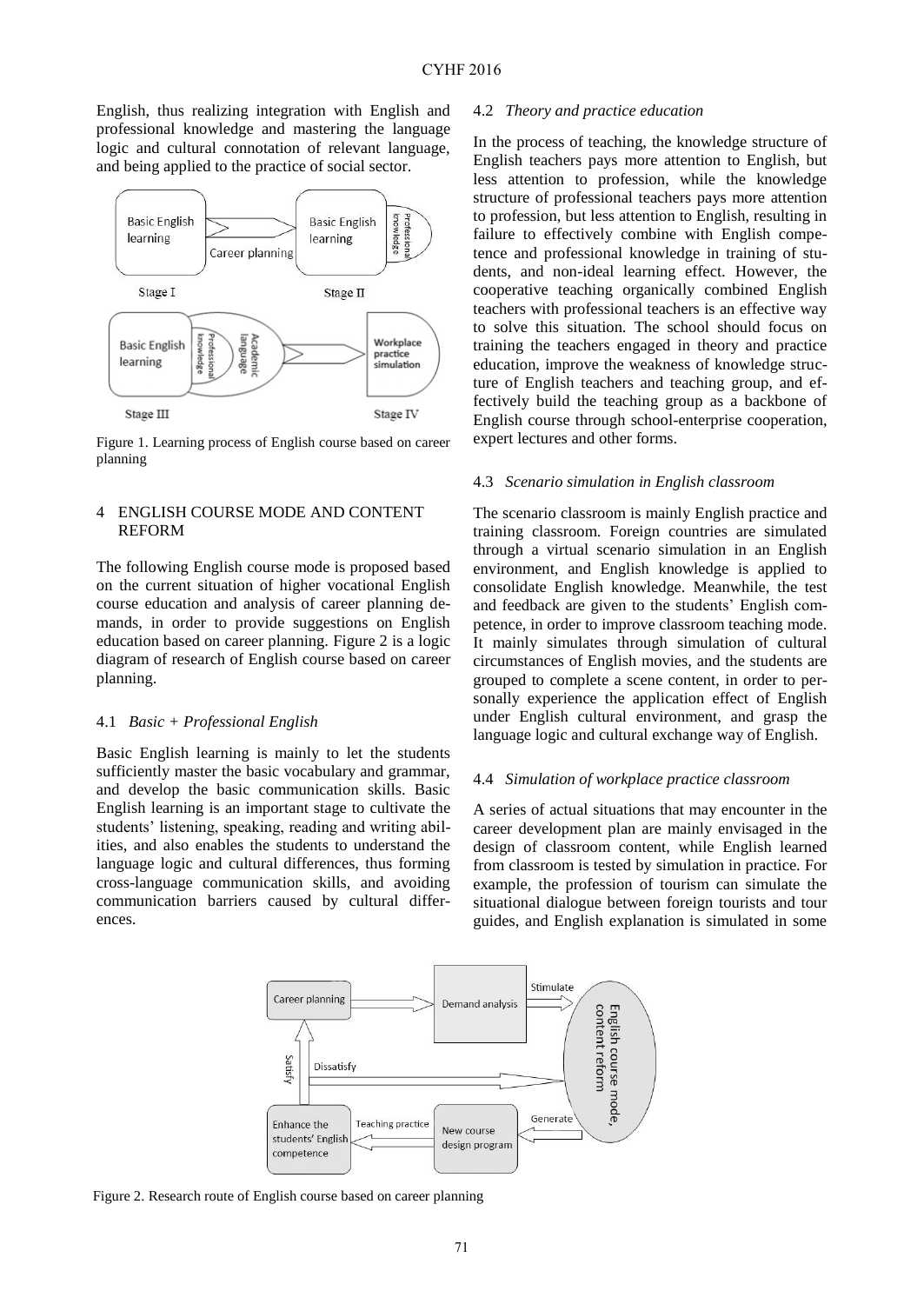English, thus realizing integration with English and professional knowledge and mastering the language logic and cultural connotation of relevant language, and being applied to the practice of social sector.

Figure 1. Learning process of English course based on career planning

## 4 ENGLISH COURSE MODE AND CONTENT REFORM

The following English course mode is proposed based on the current situation of higher vocational English course education and analysis of career planning demands, in order to provide suggestions on English education based on career planning. Figure 2 is a logic diagram of research of English course based on career planning.

### 4.1 *Basic + Professional English*

Basic English learning is mainly to let the students sufficiently master the basic vocabulary and grammar, and develop the basic communication skills. Basic English learning is an important stage to cultivate the students' listening, speaking, reading and writing abilities, and also enables the students to understand the language logic and cultural differences, thus forming cross-language communication skills, and avoiding communication barriers caused by cultural differences.

### 4.2 *Theory and practice education*

In the process of teaching, the knowledge structure of English teachers pays more attention to English, but less attention to profession, while the knowledge structure of professional teachers pays more attention to profession, but less attention to English, resulting in failure to effectively combine with English competence and professional knowledge in training of students, and non-ideal learning effect. However, the cooperative teaching organically combined English teachers with professional teachers is an effective way to solve this situation. The school should focus on training the teachers engaged in theory and practice education, improve the weakness of knowledge structure of English teachers and teaching group, and effectively build the teaching group as a backbone of English course through school-enterprise cooperation, expert lectures and other forms.

### 4.3 *Scenario simulation in English classroom*

The scenario classroom is mainly English practice and training classroom. Foreign countries are simulated through a virtual scenario simulation in an English environment, and English knowledge is applied to consolidate English knowledge. Meanwhile, the test and feedback are given to the students' English competence, in order to improve classroom teaching mode. It mainly simulates through simulation of cultural circumstances of English movies, and the students are grouped to complete a scene content, in order to personally experience the application effect of English under English cultural environment, and grasp the language logic and cultural exchange way of English.

### 4.4 *Simulation of workplace practice classroom*

A series of actual situations that may encounter in the career development plan are mainly envisaged in the design of classroom content, while English learned from classroom is tested by simulation in practice. For example, the profession of tourism can simulate the situational dialogue between foreign tourists and tour guides, and English explanation is simulated in some

Figure 2. Research route of English course based on career planning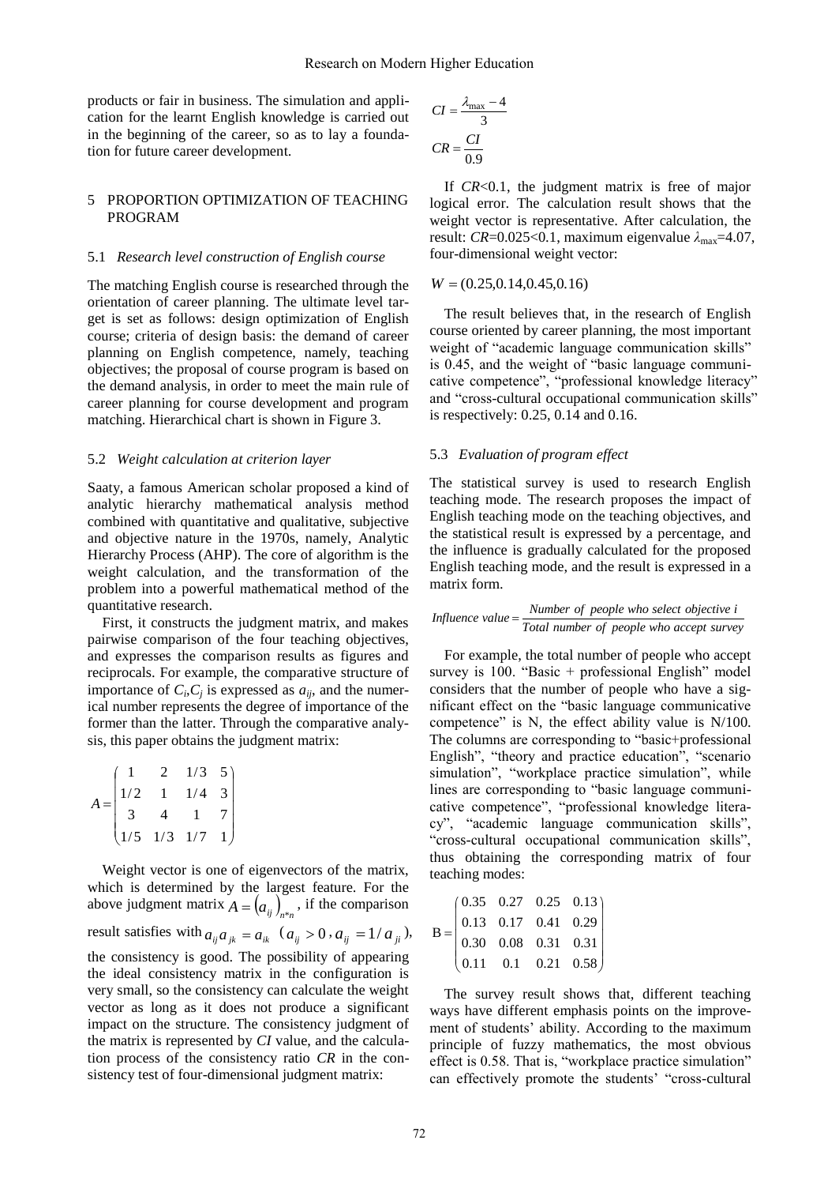products or fair in business. The simulation and application for the learnt English knowledge is carried out in the beginning of the career, so as to lay a foundation for future career development.

## 5 PROPORTION OPTIMIZATION OF TEACHING PROGRAM

### 5.1 *Research level construction of English course*

The matching English course is researched through the orientation of career planning. The ultimate level target is set as follows: design optimization of English course; criteria of design basis: the demand of career planning on English competence, namely, teaching objectives; the proposal of course program is based on the demand analysis, in order to meet the main rule of career planning for course development and program matching. Hierarchical chart is shown in Figure 3.

### 5.2 *Weight calculation at criterion layer*

Saaty, a famous American scholar proposed a kind of analytic hierarchy mathematical analysis method combined with quantitative and qualitative, subjective and objective nature in the 1970s, namely, Analytic Hierarchy Process (AHP). The core of algorithm is the weight calculation, and the transformation of the problem into a powerful mathematical method of the quantitative research.

First, it constructs the judgment matrix, and makes pairwise comparison of the four teaching objectives, and expresses the comparison results as figures and reciprocals. For example, the comparative structure of importance of $C_i,C_j$ is expressed as $a_{ij}$, and the numerical number represents the degree of importance of the former than the latter. Through the comparative analysis, this paper obtains the judgment matrix:

$$A=\begin{pmatrix} 1 & 2 & 1/3 & 5 \\ 1/2 & 1 & 1/4 & 3 \\ 3 & 4 & 1 & 7 \\ 1/5 & 1/3 & 1/7 & 1 \end{pmatrix}$$

Weight vector is one of eigenvectors of the matrix, which is determined by the largest feature. For the above judgment matrix $A=\left(a_{ij}\right)_{n*n}$, if the comparison result satisfies with $a_{ij}a_{jk}=a_{ik}$ ($a_{ij}>0$, $a_{ij}=1/a_{ji}$), the consistency is good. The possibility of appearing the ideal consistency matrix in the configuration is very small, so the consistency can calculate the weight vector as long as it does not produce a significant impact on the structure. The consistency judgment of the matrix is represented by *CI* value, and the calculation process of the consistency ratio *CR* in the consistency test of four-dimensional judgment matrix:

$$CI=\frac{\lambda_{\max}-4}{3}$$

$$CR=\frac{CI}{0.9}$$

If *CR*<0.1, the judgment matrix is free of major logical error. The calculation result shows that the weight vector is representative. After calculation, the result: *CR*=0.025<0.1, maximum eigenvalue $\lambda_{\max}$=4.07, four-dimensional weight vector:

$$W=(0.25,0.14,0.45,0.16)$$

The result believes that, in the research of English course oriented by career planning, the most important weight of "academic language communication skills" is 0.45, and the weight of "basic language communicative competence", "professional knowledge literacy" and "cross-cultural occupational communication skills" is respectively: 0.25, 0.14 and 0.16.

### 5.3 *Evaluation of program effect*

The statistical survey is used to research English teaching mode. The research proposes the impact of English teaching mode on the teaching objectives, and the statistical result is expressed by a percentage, and the influence is gradually calculated for the proposed English teaching mode, and the result is expressed in a matrix form.

$$Influence\ value=\frac{Number\ of\ people\ who\ select\ objective\ i}{Total\ number\ of\ people\ who\ accept\ survey}$$

For example, the total number of people who accept survey is 100. "Basic + professional English" model considers that the number of people who have a significant effect on the "basic language communicative competence" is N, the effect ability value is N/100. The columns are corresponding to "basic+professional English", "theory and practice education", "scenario simulation", "workplace practice simulation", while lines are corresponding to "basic language communicative competence", "professional knowledge literacy", "academic language communication skills", "cross-cultural occupational communication skills", thus obtaining the corresponding matrix of four teaching modes:

$$\mathrm{B}=\begin{pmatrix} 0.35 & 0.27 & 0.25 & 0.13 \\ 0.13 & 0.17 & 0.41 & 0.29 \\ 0.30 & 0.08 & 0.31 & 0.31 \\ 0.11 & 0.1 & 0.21 & 0.58 \end{pmatrix}$$

The survey result shows that, different teaching ways have different emphasis points on the improvement of students' ability. According to the maximum principle of fuzzy mathematics, the most obvious effect is 0.58. That is, "workplace practice simulation" can effectively promote the students' "cross-cultural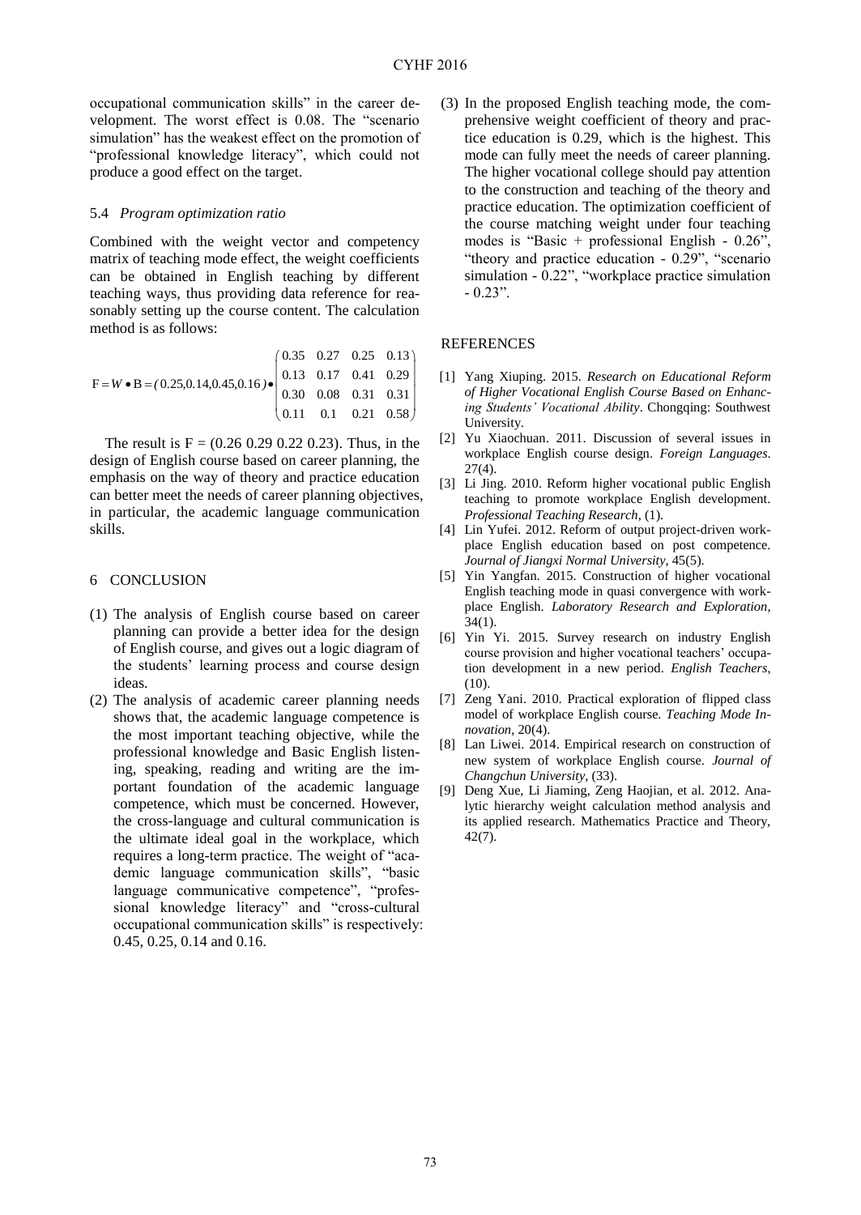occupational communication skills" in the career development. The worst effect is 0.08. The "scenario simulation" has the weakest effect on the promotion of "professional knowledge literacy", which could not produce a good effect on the target.

### 5.4 *Program optimization ratio*

Combined with the weight vector and competency matrix of teaching mode effect, the weight coefficients can be obtained in English teaching by different teaching ways, thus providing data reference for reasonably setting up the course content. The calculation method is as follows:

$$\mathrm{F} = W \bullet \mathrm{B} = (0.25, 0.14, 0.45, 0.16) \bullet \begin{pmatrix} 0.35 & 0.27 & 0.25 & 0.13 \\ 0.13 & 0.17 & 0.41 & 0.29 \\ 0.30 & 0.08 & 0.31 & 0.31 \\ 0.11 & 0.1 & 0.21 & 0.58 \end{pmatrix}$$

The result is F = (0.26 0.29 0.22 0.23). Thus, in the design of English course based on career planning, the emphasis on the way of theory and practice education can better meet the needs of career planning objectives, in particular, the academic language communication skills.

## 6 CONCLUSION

(1) The analysis of English course based on career planning can provide a better idea for the design of English course, and gives out a logic diagram of the students' learning process and course design ideas.

(2) The analysis of academic career planning needs shows that, the academic language competence is the most important teaching objective, while the professional knowledge and Basic English listening, speaking, reading and writing are the important foundation of the academic language competence, which must be concerned. However, the cross-language and cultural communication is the ultimate ideal goal in the workplace, which requires a long-term practice. The weight of "academic language communication skills", "basic language communicative competence", "professional knowledge literacy" and "cross-cultural occupational communication skills" is respectively: 0.45, 0.25, 0.14 and 0.16.

(3) In the proposed English teaching mode, the comprehensive weight coefficient of theory and practice education is 0.29, which is the highest. This mode can fully meet the needs of career planning. The higher vocational college should pay attention to the construction and teaching of the theory and practice education. The optimization coefficient of the course matching weight under four teaching modes is "Basic + professional English - 0.26", "theory and practice education - 0.29", "scenario simulation - 0.22", "workplace practice simulation - 0.23".

## REFERENCES

[1] Yang Xiuping. 2015. *Research on Educational Reform of Higher Vocational English Course Based on Enhancing Students' Vocational Ability*. Chongqing: Southwest University.

[2] Yu Xiaochuan. 2011. Discussion of several issues in workplace English course design. *Foreign Languages*. 27(4).

[3] Li Jing. 2010. Reform higher vocational public English teaching to promote workplace English development. *Professional Teaching Research*, (1).

[4] Lin Yufei. 2012. Reform of output project-driven workplace English education based on post competence. *Journal of Jiangxi Normal University*, 45(5).

[5] Yin Yangfan. 2015. Construction of higher vocational English teaching mode in quasi convergence with workplace English. *Laboratory Research and Exploration*, 34(1).

[6] Yin Yi. 2015. Survey research on industry English course provision and higher vocational teachers' occupation development in a new period. *English Teachers*, (10).

[7] Zeng Yani. 2010. Practical exploration of flipped class model of workplace English course. *Teaching Mode Innovation*, 20(4).

[8] Lan Liwei. 2014. Empirical research on construction of new system of workplace English course. *Journal of Changchun University*, (33).

[9] Deng Xue, Li Jiaming, Zeng Haojian, et al. 2012. Analytic hierarchy weight calculation method analysis and its applied research. Mathematics Practice and Theory, 42(7).